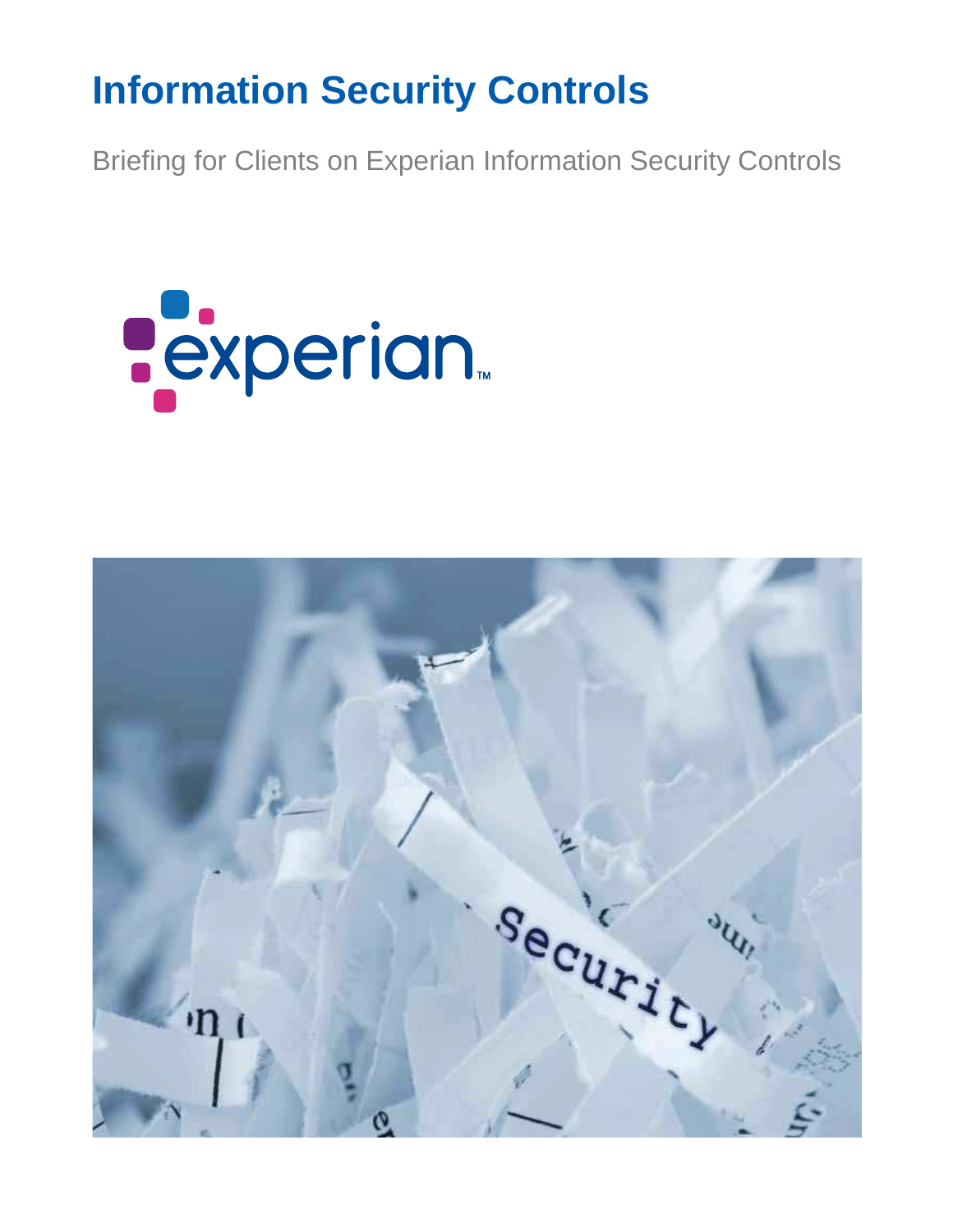# Information Security Controls

Briefing for Clients on Experian Information Security Controls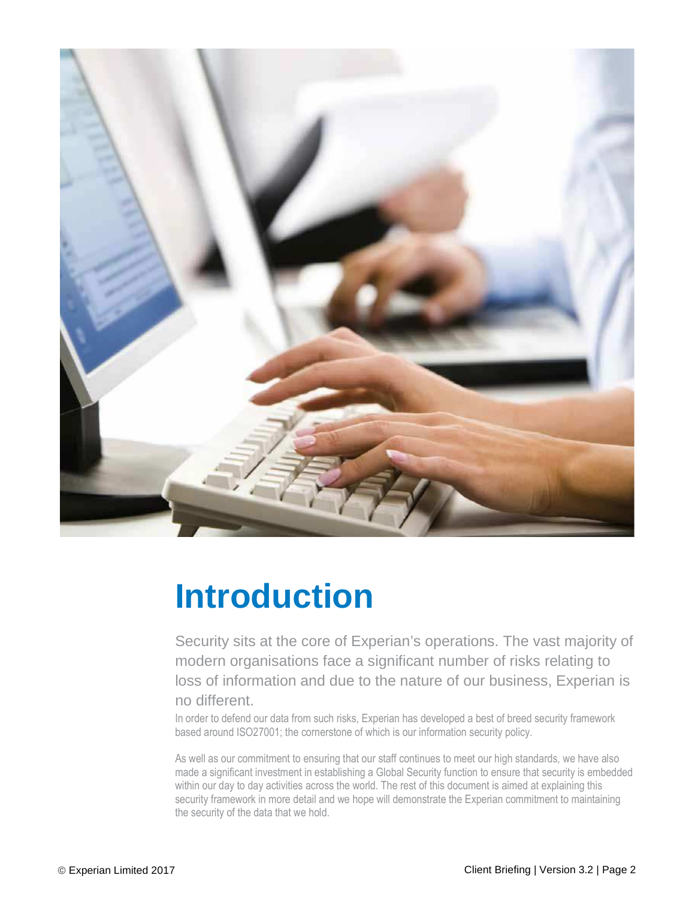# Introduction

Security sits at the core of Experian's operations. The vast majority of modern organisations face a significant number of risks relating to loss of information and due to the nature of our business, Experian is no different.

In order to defend our data from such risks, Experian has developed a best of breed security framework based around ISO27001; the cornerstone of which is our information security policy.

As well as our commitment to ensuring that our staff continues to meet our high standards, we have also made a significant investment in establishing a Global Security function to ensure that security is embedded within our day to day activities across the world. The rest of this document is aimed at explaining this security framework in more detail and we hope will demonstrate the Experian commitment to maintaining the security of the data that we hold.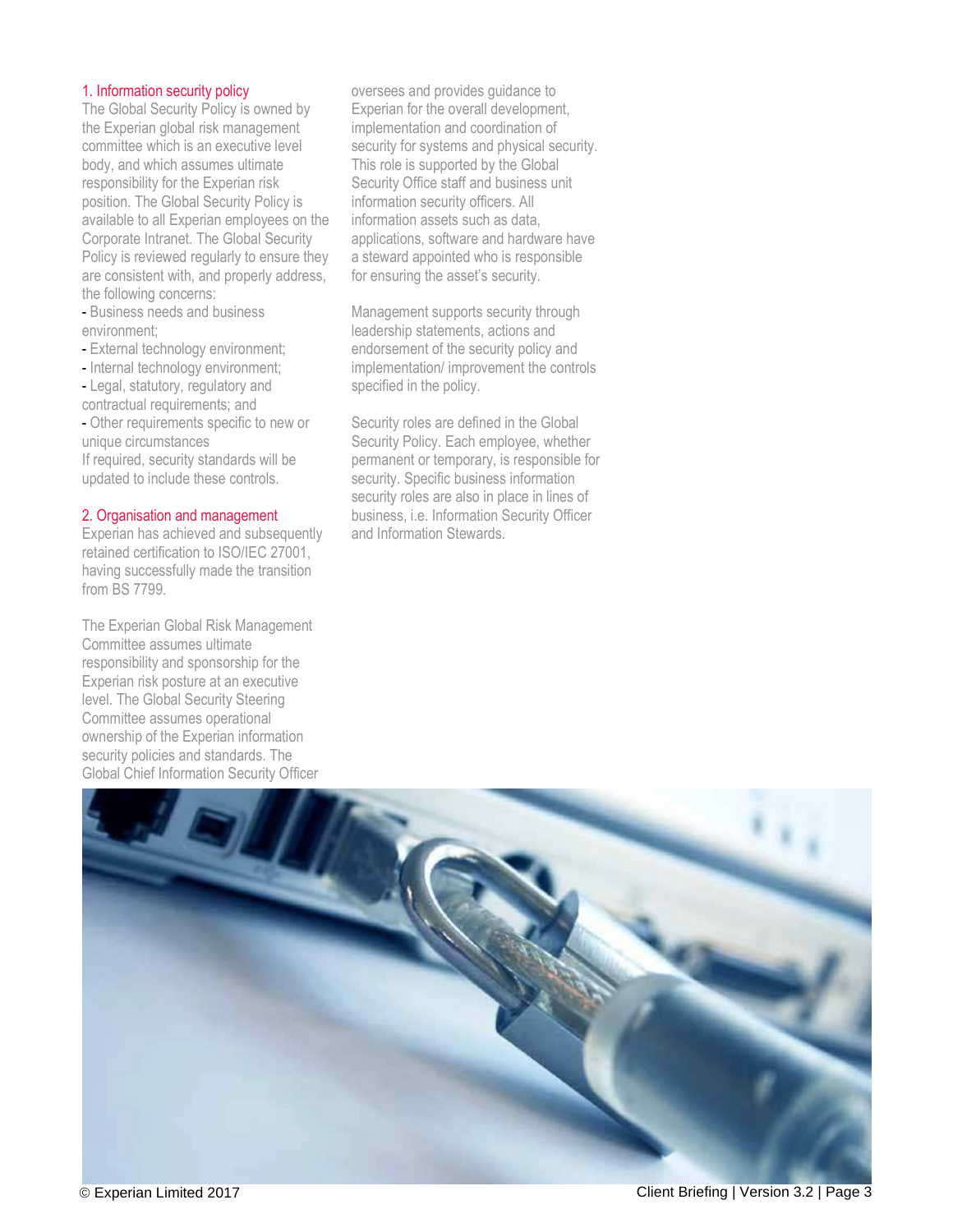## 1. Information security policy

The Global Security Policy is owned by the Experian global risk management committee which is an executive level body, and which assumes ultimate responsibility for the Experian risk position. The Global Security Policy is available to all Experian employees on the Corporate Intranet. The Global Security Policy is reviewed regularly to ensure they are consistent with, and properly address, the following concerns:

- Business needs and business environment;
- External technology environment;
- Internal technology environment;
- Legal, statutory, regulatory and contractual requirements; and
- Other requirements specific to new or unique circumstances

If required, security standards will be updated to include these controls.

## 2. Organisation and management

Experian has achieved and subsequently retained certification to ISO/IEC 27001, having successfully made the transition from BS 7799.

The Experian Global Risk Management Committee assumes ultimate responsibility and sponsorship for the Experian risk posture at an executive level. The Global Security Steering Committee assumes operational ownership of the Experian information security policies and standards. The Global Chief Information Security Officer oversees and provides guidance to Experian for the overall development, implementation and coordination of security for systems and physical security. This role is supported by the Global Security Office staff and business unit information security officers. All information assets such as data, applications, software and hardware have a steward appointed who is responsible for ensuring the asset's security.

Management supports security through leadership statements, actions and endorsement of the security policy and implementation/ improvement the controls specified in the policy.

Security roles are defined in the Global Security Policy. Each employee, whether permanent or temporary, is responsible for security. Specific business information security roles are also in place in lines of business, i.e. Information Security Officer and Information Stewards.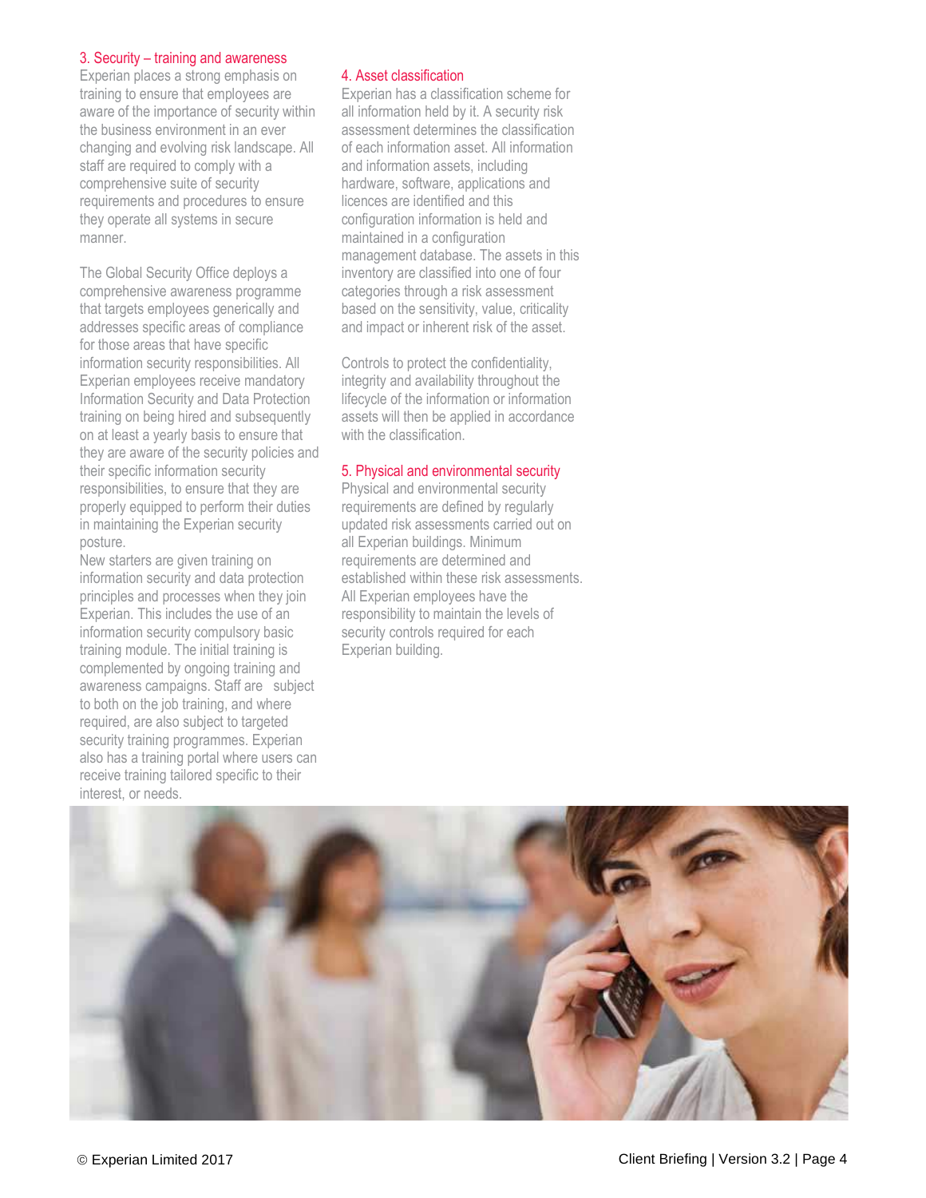## 3. Security – training and awareness

Experian places a strong emphasis on training to ensure that employees are aware of the importance of security within the business environment in an ever changing and evolving risk landscape. All staff are required to comply with a comprehensive suite of security requirements and procedures to ensure they operate all systems in secure manner.

The Global Security Office deploys a comprehensive awareness programme that targets employees generically and addresses specific areas of compliance for those areas that have specific information security responsibilities. All Experian employees receive mandatory Information Security and Data Protection training on being hired and subsequently on at least a yearly basis to ensure that they are aware of the security policies and their specific information security responsibilities, to ensure that they are properly equipped to perform their duties in maintaining the Experian security posture.

New starters are given training on information security and data protection principles and processes when they join Experian. This includes the use of an information security compulsory basic training module. The initial training is complemented by ongoing training and awareness campaigns. Staff are subject to both on the job training, and where required, are also subject to targeted security training programmes. Experian also has a training portal where users can receive training tailored specific to their interest, or needs.

## 4. Asset classification

Experian has a classification scheme for all information held by it. A security risk assessment determines the classification of each information asset. All information and information assets, including hardware, software, applications and licences are identified and this configuration information is held and maintained in a configuration management database. The assets in this inventory are classified into one of four categories through a risk assessment based on the sensitivity, value, criticality and impact or inherent risk of the asset.

Controls to protect the confidentiality, integrity and availability throughout the lifecycle of the information or information assets will then be applied in accordance with the classification.

## 5. Physical and environmental security

Physical and environmental security requirements are defined by regularly updated risk assessments carried out on all Experian buildings. Minimum requirements are determined and established within these risk assessments. All Experian employees have the responsibility to maintain the levels of security controls required for each Experian building.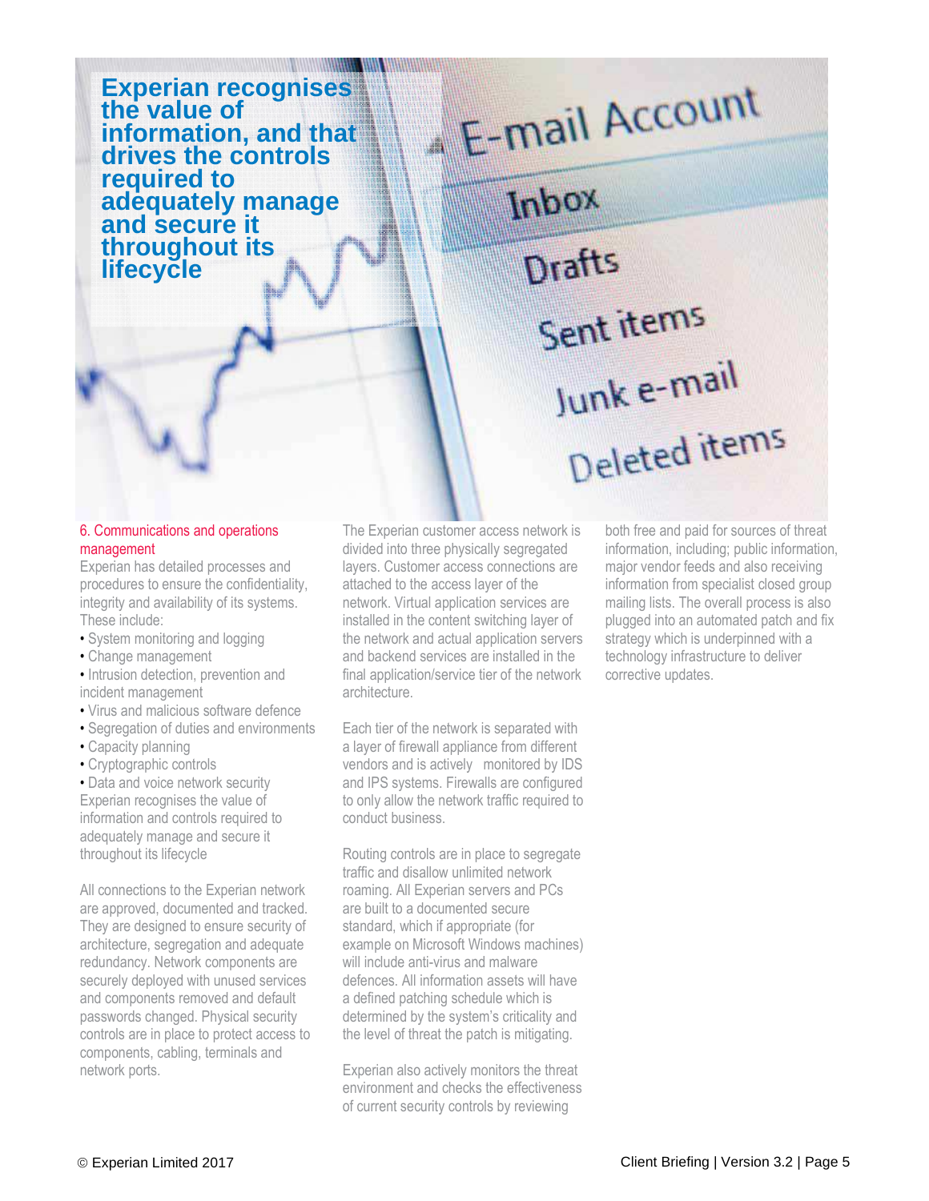**Experian recognises the value of information, and that drives the controls required to adequately manage and secure it throughout its lifecycle**

## 6. Communications and operations management

Experian has detailed processes and procedures to ensure the confidentiality, integrity and availability of its systems. These include:

- System monitoring and logging
- Change management
- Intrusion detection, prevention and incident management
- Virus and malicious software defence
- Segregation of duties and environments
- Capacity planning
- Cryptographic controls
- Data and voice network security

Experian recognises the value of information and controls required to adequately manage and secure it throughout its lifecycle

All connections to the Experian network are approved, documented and tracked. They are designed to ensure security of architecture, segregation and adequate redundancy. Network components are securely deployed with unused services and components removed and default passwords changed. Physical security controls are in place to protect access to components, cabling, terminals and network ports.

The Experian customer access network is divided into three physically segregated layers. Customer access connections are attached to the access layer of the network. Virtual application services are installed in the content switching layer of the network and actual application servers and backend services are installed in the final application/service tier of the network architecture.

Each tier of the network is separated with a layer of firewall appliance from different vendors and is actively monitored by IDS and IPS systems. Firewalls are configured to only allow the network traffic required to conduct business.

Routing controls are in place to segregate traffic and disallow unlimited network roaming. All Experian servers and PCs are built to a documented secure standard, which if appropriate (for example on Microsoft Windows machines) will include anti-virus and malware defences. All information assets will have a defined patching schedule which is determined by the system's criticality and the level of threat the patch is mitigating.

Experian also actively monitors the threat environment and checks the effectiveness of current security controls by reviewing both free and paid for sources of threat information, including; public information, major vendor feeds and also receiving information from specialist closed group mailing lists. The overall process is also plugged into an automated patch and fix strategy which is underpinned with a technology infrastructure to deliver corrective updates.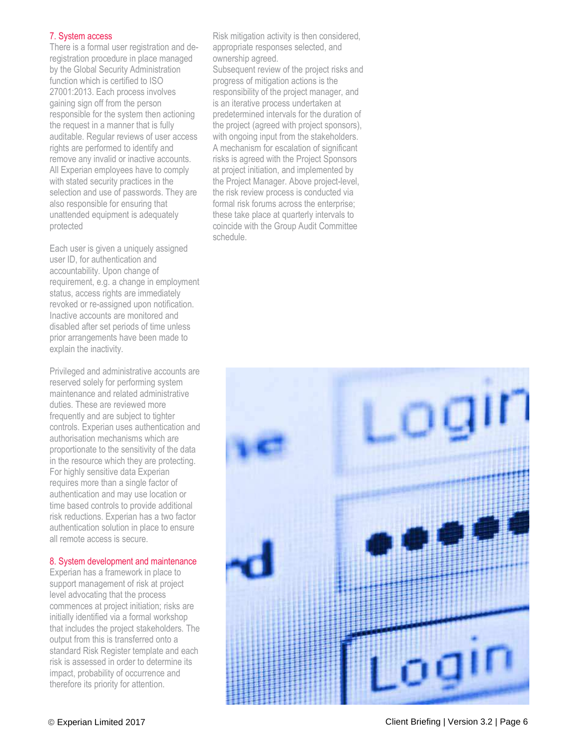## 7. System access

There is a formal user registration and de-registration procedure in place managed by the Global Security Administration function which is certified to ISO 27001:2013. Each process involves gaining sign off from the person responsible for the system then actioning the request in a manner that is fully auditable. Regular reviews of user access rights are performed to identify and remove any invalid or inactive accounts. All Experian employees have to comply with stated security practices in the selection and use of passwords. They are also responsible for ensuring that unattended equipment is adequately protected

Each user is given a uniquely assigned user ID, for authentication and accountability. Upon change of requirement, e.g. a change in employment status, access rights are immediately revoked or re-assigned upon notification. Inactive accounts are monitored and disabled after set periods of time unless prior arrangements have been made to explain the inactivity.

Privileged and administrative accounts are reserved solely for performing system maintenance and related administrative duties. These are reviewed more frequently and are subject to tighter controls. Experian uses authentication and authorisation mechanisms which are proportionate to the sensitivity of the data in the resource which they are protecting. For highly sensitive data Experian requires more than a single factor of authentication and may use location or time based controls to provide additional risk reductions. Experian has a two factor authentication solution in place to ensure all remote access is secure.

## 8. System development and maintenance

Experian has a framework in place to support management of risk at project level advocating that the process commences at project initiation; risks are initially identified via a formal workshop that includes the project stakeholders. The output from this is transferred onto a standard Risk Register template and each risk is assessed in order to determine its impact, probability of occurrence and therefore its priority for attention.

Risk mitigation activity is then considered, appropriate responses selected, and ownership agreed.

Subsequent review of the project risks and progress of mitigation actions is the responsibility of the project manager, and is an iterative process undertaken at predetermined intervals for the duration of the project (agreed with project sponsors), with ongoing input from the stakeholders. A mechanism for escalation of significant risks is agreed with the Project Sponsors at project initiation, and implemented by the Project Manager. Above project-level, the risk review process is conducted via formal risk forums across the enterprise; these take place at quarterly intervals to coincide with the Group Audit Committee schedule.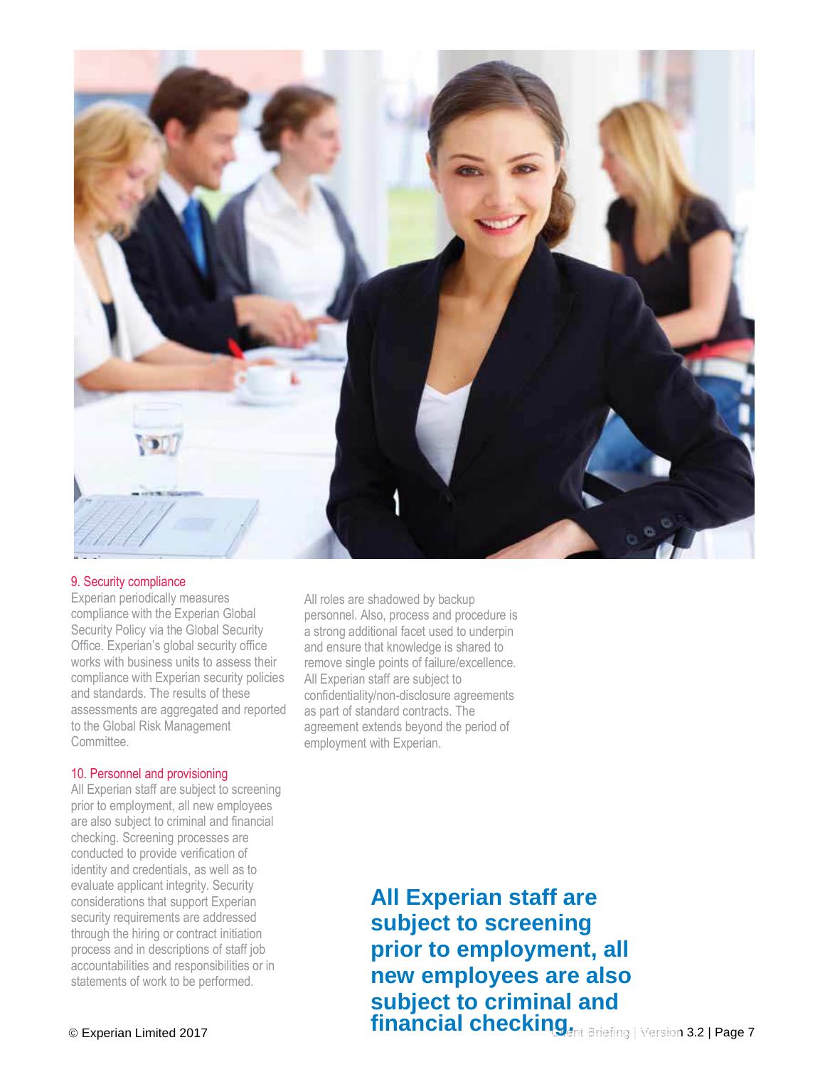## 9. Security compliance

Experian periodically measures compliance with the Experian Global Security Policy via the Global Security Office. Experian's global security office works with business units to assess their compliance with Experian security policies and standards. The results of these assessments are aggregated and reported to the Global Risk Management Committee.

## 10. Personnel and provisioning

All Experian staff are subject to screening prior to employment, all new employees are also subject to criminal and financial checking. Screening processes are conducted to provide verification of identity and credentials, as well as to evaluate applicant integrity. Security considerations that support Experian security requirements are addressed through the hiring or contract initiation process and in descriptions of staff job accountabilities and responsibilities or in statements of work to be performed.

All roles are shadowed by backup personnel. Also, process and procedure is a strong additional facet used to underpin and ensure that knowledge is shared to remove single points of failure/excellence. All Experian staff are subject to confidentiality/non-disclosure agreements as part of standard contracts. The agreement extends beyond the period of employment with Experian.

**All Experian staff are subject to screening prior to employment, all new employees are also subject to criminal and financial checking.**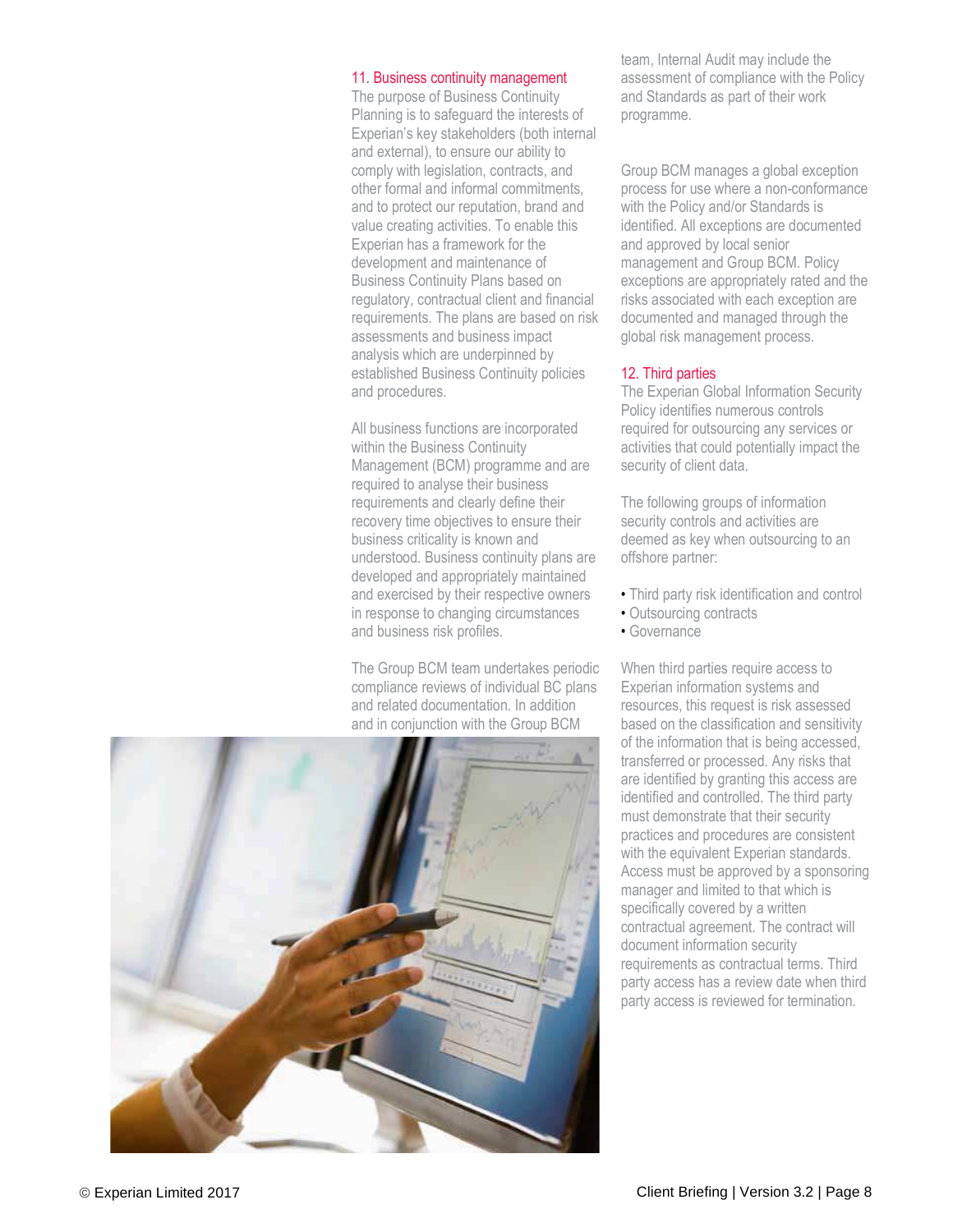## 11. Business continuity management

The purpose of Business Continuity Planning is to safeguard the interests of Experian's key stakeholders (both internal and external), to ensure our ability to comply with legislation, contracts, and other formal and informal commitments, and to protect our reputation, brand and value creating activities. To enable this Experian has a framework for the development and maintenance of Business Continuity Plans based on regulatory, contractual client and financial requirements. The plans are based on risk assessments and business impact analysis which are underpinned by established Business Continuity policies and procedures.

All business functions are incorporated within the Business Continuity Management (BCM) programme and are required to analyse their business requirements and clearly define their recovery time objectives to ensure their business criticality is known and understood. Business continuity plans are developed and appropriately maintained and exercised by their respective owners in response to changing circumstances and business risk profiles.

The Group BCM team undertakes periodic compliance reviews of individual BC plans and related documentation. In addition and in conjunction with the Group BCM team, Internal Audit may include the assessment of compliance with the Policy and Standards as part of their work programme.

Group BCM manages a global exception process for use where a non-conformance with the Policy and/or Standards is identified. All exceptions are documented and approved by local senior management and Group BCM. Policy exceptions are appropriately rated and the risks associated with each exception are documented and managed through the global risk management process.

## 12. Third parties

The Experian Global Information Security Policy identifies numerous controls required for outsourcing any services or activities that could potentially impact the security of client data.

The following groups of information security controls and activities are deemed as key when outsourcing to an offshore partner:

- Third party risk identification and control
- Outsourcing contracts
- Governance

When third parties require access to Experian information systems and resources, this request is risk assessed based on the classification and sensitivity of the information that is being accessed, transferred or processed. Any risks that are identified by granting this access are identified and controlled. The third party must demonstrate that their security practices and procedures are consistent with the equivalent Experian standards. Access must be approved by a sponsoring manager and limited to that which is specifically covered by a written contractual agreement. The contract will document information security requirements as contractual terms. Third party access has a review date when third party access is reviewed for termination.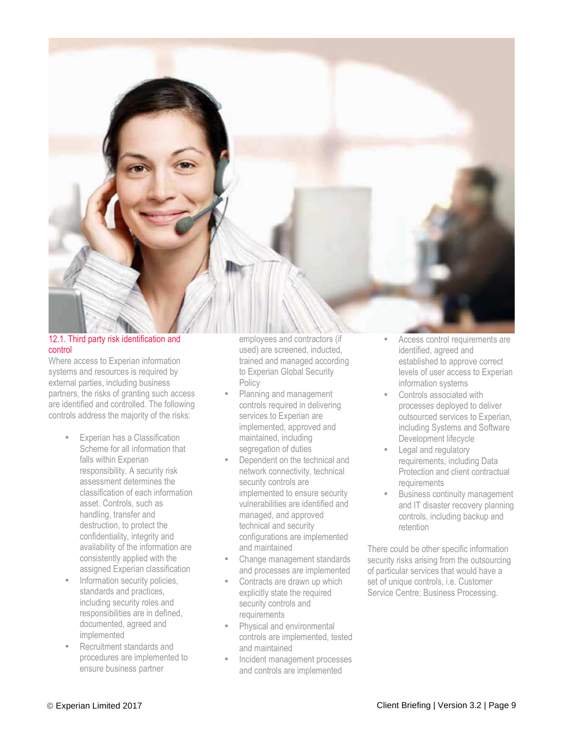### 12.1. Third party risk identification and control

Where access to Experian information systems and resources is required by external parties, including business partners, the risks of granting such access are identified and controlled. The following controls address the majority of the risks:

- Experian has a Classification Scheme for all information that falls within Experian responsibility. A security risk assessment determines the classification of each information asset. Controls, such as handling, transfer and destruction, to protect the confidentiality, integrity and availability of the information are consistently applied with the assigned Experian classification
- Information security policies, standards and practices, including security roles and responsibilities are in defined, documented, agreed and implemented
- Recruitment standards and procedures are implemented to ensure business partner employees and contractors (if used) are screened, inducted, trained and managed according to Experian Global Security Policy
- Planning and management controls required in delivering services to Experian are implemented, approved and maintained, including segregation of duties
- Dependent on the technical and network connectivity, technical security controls are implemented to ensure security vulnerabilities are identified and managed, and approved technical and security configurations are implemented and maintained
- Change management standards and processes are implemented
- Contracts are drawn up which explicitly state the required security controls and requirements
- Physical and environmental controls are implemented, tested and maintained
- Incident management processes and controls are implemented
- Access control requirements are identified, agreed and established to approve correct levels of user access to Experian information systems
- Controls associated with processes deployed to deliver outsourced services to Experian, including Systems and Software Development lifecycle
- Legal and regulatory requirements, including Data Protection and client contractual requirements
- Business continuity management and IT disaster recovery planning controls, including backup and retention

There could be other specific information security risks arising from the outsourcing of particular services that would have a set of unique controls, i.e. Customer Service Centre; Business Processing.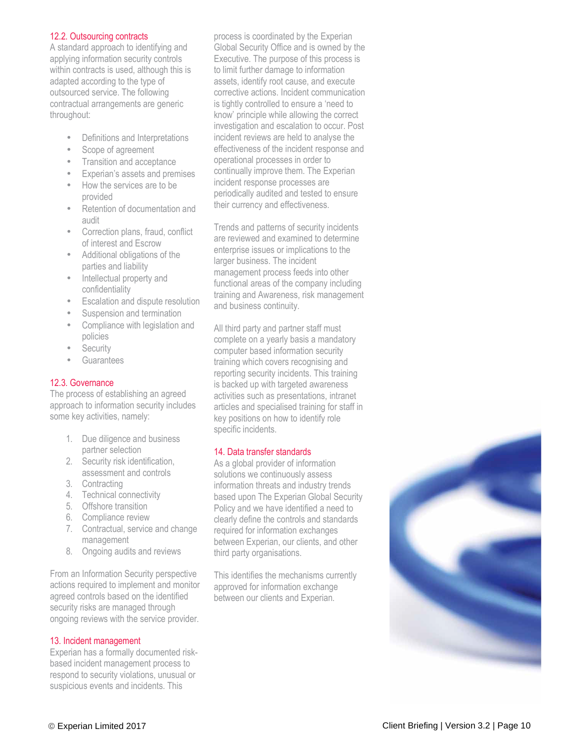## 12.2. Outsourcing contracts

A standard approach to identifying and applying information security controls within contracts is used, although this is adapted according to the type of outsourced service. The following contractual arrangements are generic throughout:

- Definitions and Interpretations
- Scope of agreement
- Transition and acceptance
- Experian's assets and premises
- How the services are to be provided
- Retention of documentation and audit
- Correction plans, fraud, conflict of interest and Escrow
- Additional obligations of the parties and liability
- Intellectual property and confidentiality
- Escalation and dispute resolution
- Suspension and termination
- Compliance with legislation and policies
- Security
- Guarantees

## 12.3. Governance

The process of establishing an agreed approach to information security includes some key activities, namely:

1. Due diligence and business partner selection
2. Security risk identification, assessment and controls
3. Contracting
4. Technical connectivity
5. Offshore transition
6. Compliance review
7. Contractual, service and change management
8. Ongoing audits and reviews

From an Information Security perspective actions required to implement and monitor agreed controls based on the identified security risks are managed through ongoing reviews with the service provider.

## 13. Incident management

Experian has a formally documented risk-based incident management process to respond to security violations, unusual or suspicious events and incidents. This process is coordinated by the Experian Global Security Office and is owned by the Executive. The purpose of this process is to limit further damage to information assets, identify root cause, and execute corrective actions. Incident communication is tightly controlled to ensure a 'need to know' principle while allowing the correct investigation and escalation to occur. Post incident reviews are held to analyse the effectiveness of the incident response and operational processes in order to continually improve them. The Experian incident response processes are periodically audited and tested to ensure their currency and effectiveness.

Trends and patterns of security incidents are reviewed and examined to determine enterprise issues or implications to the larger business. The incident management process feeds into other functional areas of the company including training and Awareness, risk management and business continuity.

All third party and partner staff must complete on a yearly basis a mandatory computer based information security training which covers recognising and reporting security incidents. This training is backed up with targeted awareness activities such as presentations, intranet articles and specialised training for staff in key positions on how to identify role specific incidents.

## 14. Data transfer standards

As a global provider of information solutions we continuously assess information threats and industry trends based upon The Experian Global Security Policy and we have identified a need to clearly define the controls and standards required for information exchanges between Experian, our clients, and other third party organisations.

This identifies the mechanisms currently approved for information exchange between our clients and Experian.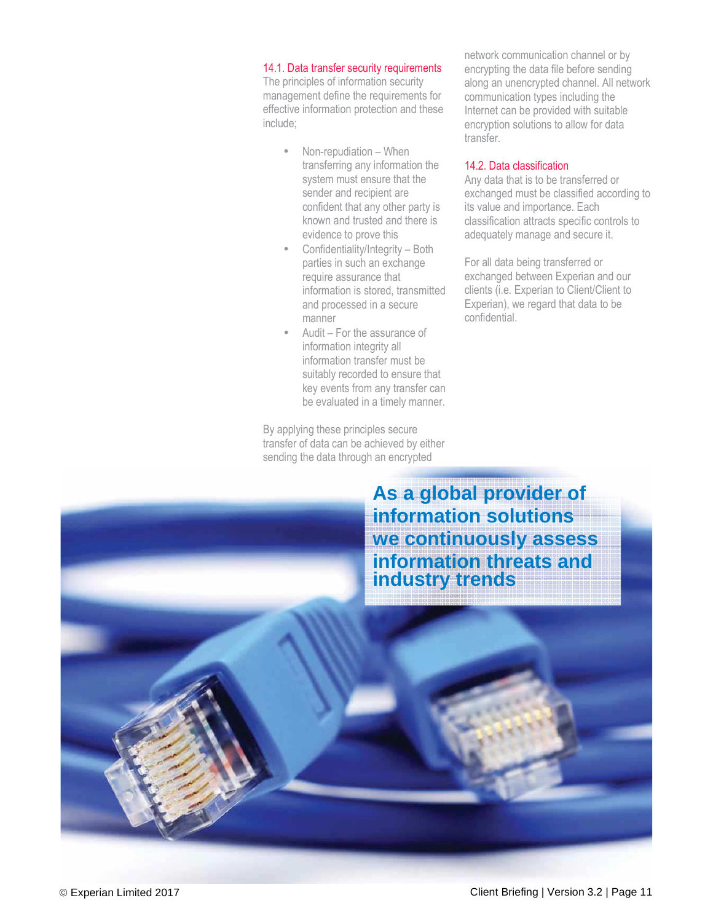### 14.1. Data transfer security requirements

The principles of information security management define the requirements for effective information protection and these include;

- Non-repudiation – When transferring any information the system must ensure that the sender and recipient are confident that any other party is known and trusted and there is evidence to prove this
- Confidentiality/Integrity – Both parties in such an exchange require assurance that information is stored, transmitted and processed in a secure manner
- Audit – For the assurance of information integrity all information transfer must be suitably recorded to ensure that key events from any transfer can be evaluated in a timely manner.

By applying these principles secure transfer of data can be achieved by either sending the data through an encrypted network communication channel or by encrypting the data file before sending along an unencrypted channel. All network communication types including the Internet can be provided with suitable encryption solutions to allow for data transfer.

### 14.2. Data classification

Any data that is to be transferred or exchanged must be classified according to its value and importance. Each classification attracts specific controls to adequately manage and secure it.

For all data being transferred or exchanged between Experian and our clients (i.e. Experian to Client/Client to Experian), we regard that data to be confidential.

**As a global provider of information solutions we continuously assess information threats and industry trends**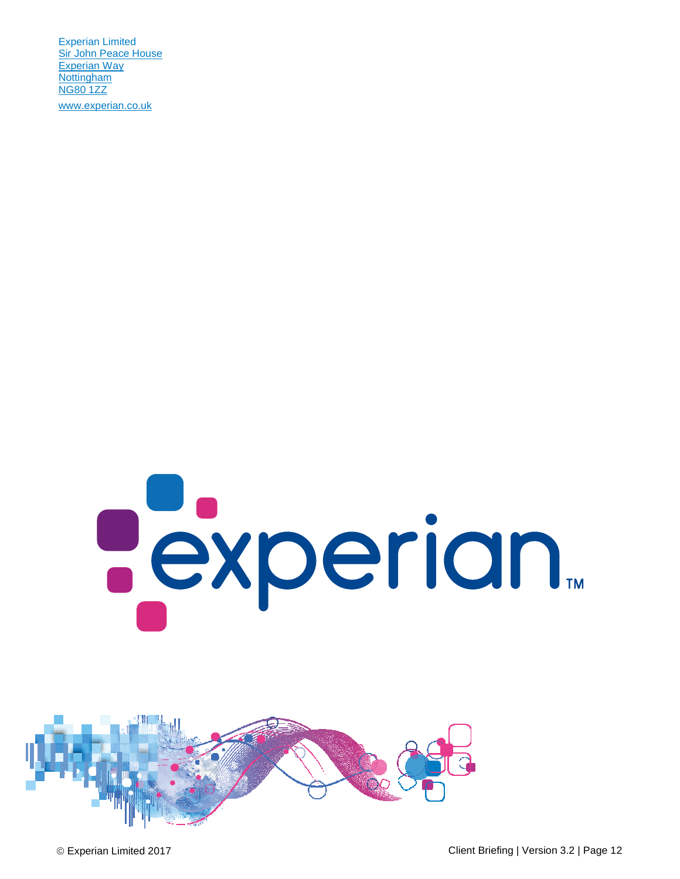Experian Limited
Sir John Peace House
Experian Way
Nottingham
NG80 1ZZ

www.experian.co.uk

© Experian Limited 2017